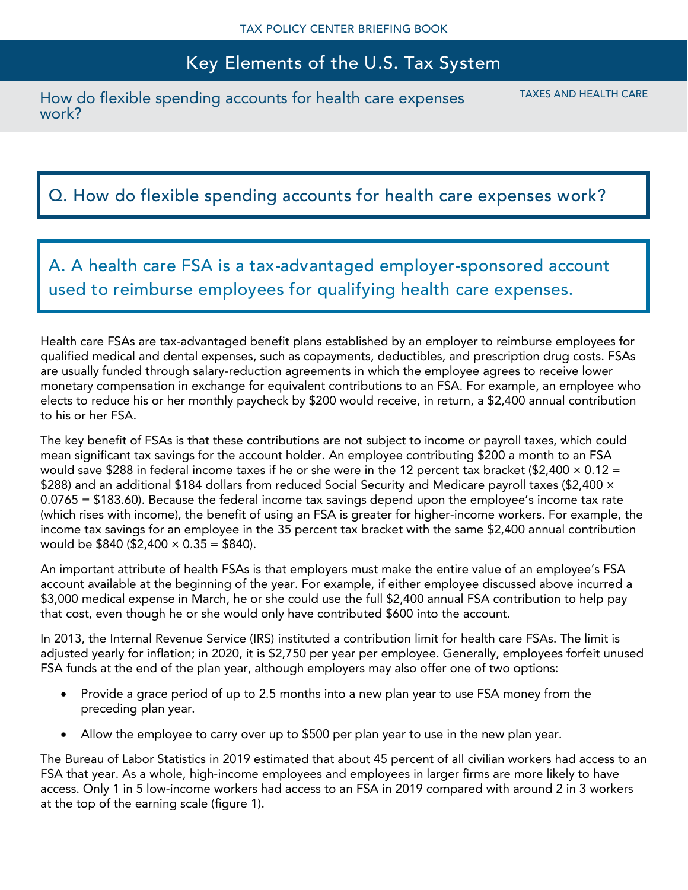TAX POLICY CENTER BRIEFING BOOK

# Key Elements of the U.S. Tax System

## How do flexible spending accounts for health care expenses work?

TAXES AND HEALTH CARE

## Q. How do flexible spending accounts for health care expenses work?

## A. A health care FSA is a tax-advantaged employer-sponsored account used to reimburse employees for qualifying health care expenses.

Health care FSAs are tax-advantaged benefit plans established by an employer to reimburse employees for qualified medical and dental expenses, such as copayments, deductibles, and prescription drug costs. FSAs are usually funded through salary-reduction agreements in which the employee agrees to receive lower monetary compensation in exchange for equivalent contributions to an FSA. For example, an employee who elects to reduce his or her monthly paycheck by $200 would receive, in return, a $2,400 annual contribution to his or her FSA.

The key benefit of FSAs is that these contributions are not subject to income or payroll taxes, which could mean significant tax savings for the account holder. An employee contributing $200 a month to an FSA would save $288 in federal income taxes if he or she were in the 12 percent tax bracket ($2,400 × 0.12 = $288) and an additional $184 dollars from reduced Social Security and Medicare payroll taxes ($2,400 × 0.0765 = $183.60). Because the federal income tax savings depend upon the employee's income tax rate (which rises with income), the benefit of using an FSA is greater for higher-income workers. For example, the income tax savings for an employee in the 35 percent tax bracket with the same $2,400 annual contribution would be $840 ($2,400 × 0.35 = $840).

An important attribute of health FSAs is that employers must make the entire value of an employee's FSA account available at the beginning of the year. For example, if either employee discussed above incurred a $3,000 medical expense in March, he or she could use the full $2,400 annual FSA contribution to help pay that cost, even though he or she would only have contributed $600 into the account.

In 2013, the Internal Revenue Service (IRS) instituted a contribution limit for health care FSAs. The limit is adjusted yearly for inflation; in 2020, it is $2,750 per year per employee. Generally, employees forfeit unused FSA funds at the end of the plan year, although employers may also offer one of two options:

- Provide a grace period of up to 2.5 months into a new plan year to use FSA money from the preceding plan year.
- Allow the employee to carry over up to $500 per plan year to use in the new plan year.

The Bureau of Labor Statistics in 2019 estimated that about 45 percent of all civilian workers had access to an FSA that year. As a whole, high-income employees and employees in larger firms are more likely to have access. Only 1 in 5 low-income workers had access to an FSA in 2019 compared with around 2 in 3 workers at the top of the earning scale (figure 1).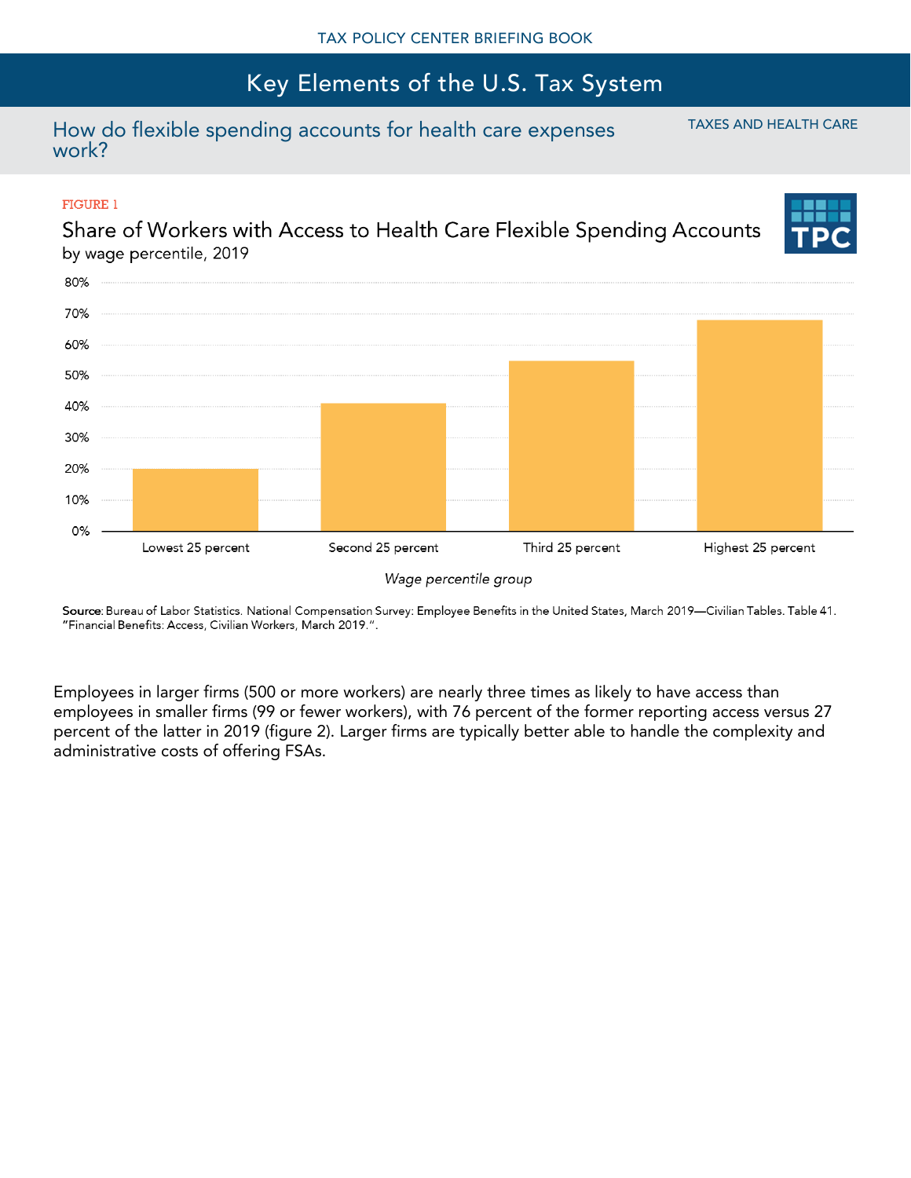FIGURE 1

**Share of Workers with Access to Health Care Flexible Spending Accounts**
by wage percentile, 2019

| Wage percentile group | Share of workers with access |
|---|---|
| Lowest 25 percent | 20% |
| Second 25 percent | 41% |
| Third 25 percent | 55% |
| Highest 25 percent | 68% |

**Source**: Bureau of Labor Statistics. National Compensation Survey: Employee Benefits in the United States, March 2019—Civilian Tables. Table 41. "Financial Benefits: Access, Civilian Workers, March 2019.".

Employees in larger firms (500 or more workers) are nearly three times as likely to have access than employees in smaller firms (99 or fewer workers), with 76 percent of the former reporting access versus 27 percent of the latter in 2019 (figure 2). Larger firms are typically better able to handle the complexity and administrative costs of offering FSAs.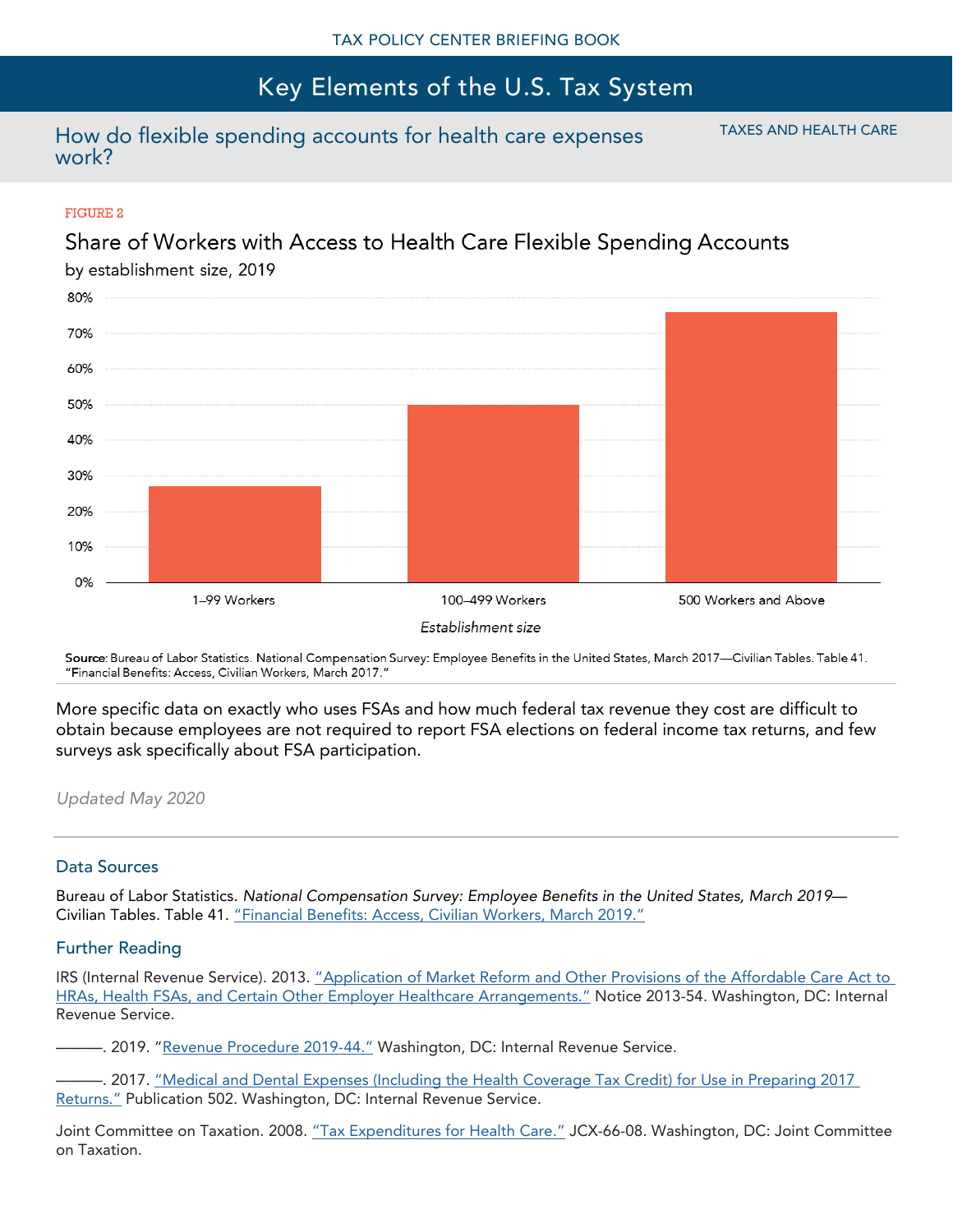TAX POLICY CENTER BRIEFING BOOK

# Key Elements of the U.S. Tax System

## How do flexible spending accounts for health care expenses work?

TAXES AND HEALTH CARE

FIGURE 2

### Share of Workers with Access to Health Care Flexible Spending Accounts

by establishment size, 2019

| Establishment size | Share of workers |
| --- | --- |
| 1–99 Workers | ~27% |
| 100–499 Workers | ~50% |
| 500 Workers and Above | ~76% |

**Source**: Bureau of Labor Statistics. National Compensation Survey: Employee Benefits in the United States, March 2017—Civilian Tables. Table 41. "Financial Benefits: Access, Civilian Workers, March 2017."

More specific data on exactly who uses FSAs and how much federal tax revenue they cost are difficult to obtain because employees are not required to report FSA elections on federal income tax returns, and few surveys ask specifically about FSA participation.

*Updated May 2020*

### Data Sources

Bureau of Labor Statistics. *National Compensation Survey: Employee Benefits in the United States, March 2019*—Civilian Tables. Table 41. "Financial Benefits: Access, Civilian Workers, March 2019."

### Further Reading

IRS (Internal Revenue Service). 2013. "Application of Market Reform and Other Provisions of the Affordable Care Act to HRAs, Health FSAs, and Certain Other Employer Healthcare Arrangements." Notice 2013-54. Washington, DC: Internal Revenue Service.

———. 2019. "Revenue Procedure 2019-44." Washington, DC: Internal Revenue Service.

———. 2017. "Medical and Dental Expenses (Including the Health Coverage Tax Credit) for Use in Preparing 2017 Returns." Publication 502. Washington, DC: Internal Revenue Service.

Joint Committee on Taxation. 2008. "Tax Expenditures for Health Care." JCX-66-08. Washington, DC: Joint Committee on Taxation.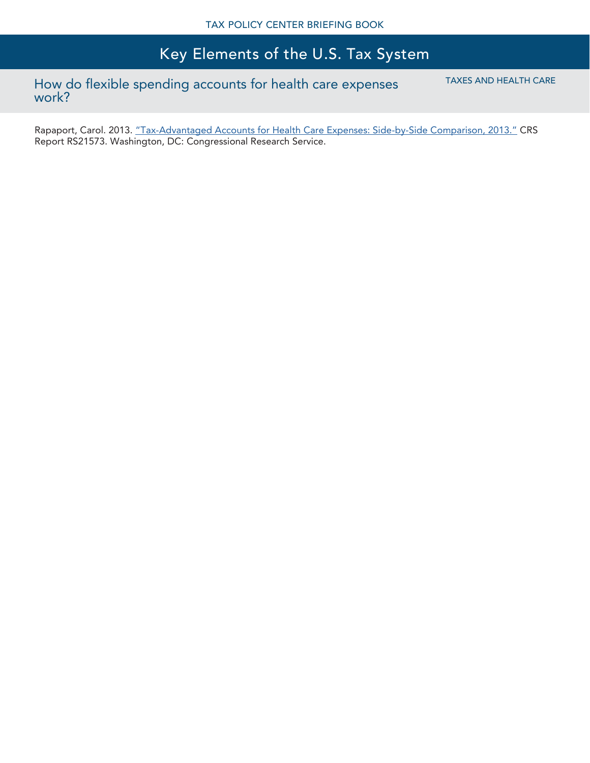Rapaport, Carol. 2013. "Tax-Advantaged Accounts for Health Care Expenses: Side-by-Side Comparison, 2013." CRS Report RS21573. Washington, DC: Congressional Research Service.